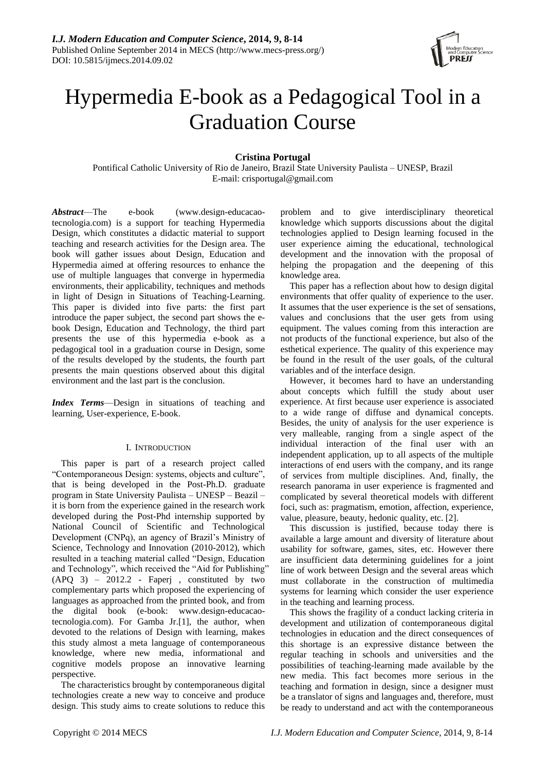# Hypermedia E-book as a Pedagogical Tool in a Graduation Course

**Cristina Portugal**

Pontifical Catholic University of Rio de Janeiro, Brazil State University Paulista – UNESP, Brazil
E-mail: crisportugal@gmail.com

***Abstract*****—**The e-book (www.design-educacao-tecnologia.com) is a support for teaching Hypermedia Design, which constitutes a didactic material to support teaching and research activities for the Design area. The book will gather issues about Design, Education and Hypermedia aimed at offering resources to enhance the use of multiple languages that converge in hypermedia environments, their applicability, techniques and methods in light of Design in Situations of Teaching-Learning. This paper is divided into five parts: the first part introduce the paper subject, the second part shows the e-book Design, Education and Technology, the third part presents the use of this hypermedia e-book as a pedagogical tool in a graduation course in Design, some of the results developed by the students, the fourth part presents the main questions observed about this digital environment and the last part is the conclusion.

***Index Terms*****—**Design in situations of teaching and learning, User-experience, E-book.

## I. Introduction

This paper is part of a research project called "Contemporaneous Design: systems, objects and culture", that is being developed in the Post-Ph.D. graduate program in State University Paulista – UNESP – Beazil – it is born from the experience gained in the research work developed during the Post-Phd internship supported by National Council of Scientific and Technological Development (CNPq), an agency of Brazil's Ministry of Science, Technology and Innovation (2010-2012), which resulted in a teaching material called "Design, Education and Technology", which received the "Aid for Publishing" (APQ 3) – 2012.2 - Faperj , constituted by two complementary parts which proposed the experiencing of languages as approached from the printed book, and from the digital book (e-book: www.design-educacao-tecnologia.com). For Gamba Jr.[1], the author, when devoted to the relations of Design with learning, makes this study almost a meta language of contemporaneous knowledge, where new media, informational and cognitive models propose an innovative learning perspective.

The characteristics brought by contemporaneous digital technologies create a new way to conceive and produce design. This study aims to create solutions to reduce this problem and to give interdisciplinary theoretical knowledge which supports discussions about the digital technologies applied to Design learning focused in the user experience aiming the educational, technological development and the innovation with the proposal of helping the propagation and the deepening of this knowledge area.

This paper has a reflection about how to design digital environments that offer quality of experience to the user. It assumes that the user experience is the set of sensations, values and conclusions that the user gets from using equipment. The values coming from this interaction are not products of the functional experience, but also of the esthetical experience. The quality of this experience may be found in the result of the user goals, of the cultural variables and of the interface design.

However, it becomes hard to have an understanding about concepts which fulfill the study about user experience. At first because user experience is associated to a wide range of diffuse and dynamical concepts. Besides, the unity of analysis for the user experience is very malleable, ranging from a single aspect of the individual interaction of the final user with an independent application, up to all aspects of the multiple interactions of end users with the company, and its range of services from multiple disciplines. And, finally, the research panorama in user experience is fragmented and complicated by several theoretical models with different foci, such as: pragmatism, emotion, affection, experience, value, pleasure, beauty, hedonic quality, etc. [2].

This discussion is justified, because today there is available a large amount and diversity of literature about usability for software, games, sites, etc. However there are insufficient data determining guidelines for a joint line of work between Design and the several areas which must collaborate in the construction of multimedia systems for learning which consider the user experience in the teaching and learning process.

This shows the fragility of a conduct lacking criteria in development and utilization of contemporaneous digital technologies in education and the direct consequences of this shortage is an expressive distance between the regular teaching in schools and universities and the possibilities of teaching-learning made available by the new media. This fact becomes more serious in the teaching and formation in design, since a designer must be a translator of signs and languages and, therefore, must be ready to understand and act with the contemporaneous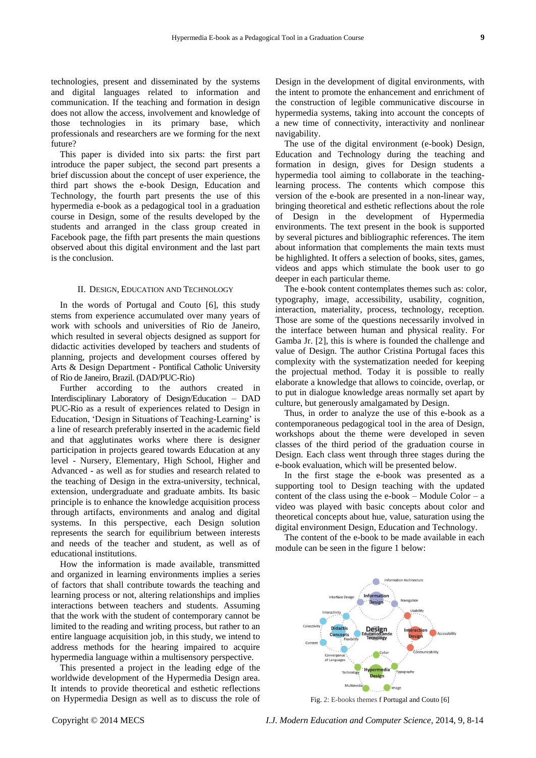technologies, present and disseminated by the systems and digital languages related to information and communication. If the teaching and formation in design does not allow the access, involvement and knowledge of those technologies in its primary base, which professionals and researchers are we forming for the next future?

This paper is divided into six parts: the first part introduce the paper subject, the second part presents a brief discussion about the concept of user experience, the third part shows the e-book Design, Education and Technology, the fourth part presents the use of this hypermedia e-book as a pedagogical tool in a graduation course in Design, some of the results developed by the students and arranged in the class group created in Facebook page, the fifth part presents the main questions observed about this digital environment and the last part is the conclusion.

## II. Design, Education and Technology

In the words of Portugal and Couto [6], this study stems from experience accumulated over many years of work with schools and universities of Rio de Janeiro, which resulted in several objects designed as support for didactic activities developed by teachers and students of planning, projects and development courses offered by Arts & Design Department - Pontifical Catholic University of Rio de Janeiro, Brazil. (DAD/PUC-Rio)

Further according to the authors created in Interdisciplinary Laboratory of Design/Education – DAD PUC-Rio as a result of experiences related to Design in Education, 'Design in Situations of Teaching-Learning' is a line of research preferably inserted in the academic field and that agglutinates works where there is designer participation in projects geared towards Education at any level - Nursery, Elementary, High School, Higher and Advanced - as well as for studies and research related to the teaching of Design in the extra-university, technical, extension, undergraduate and graduate ambits. Its basic principle is to enhance the knowledge acquisition process through artifacts, environments and analog and digital systems. In this perspective, each Design solution represents the search for equilibrium between interests and needs of the teacher and student, as well as of educational institutions.

How the information is made available, transmitted and organized in learning environments implies a series of factors that shall contribute towards the teaching and learning process or not, altering relationships and implies interactions between teachers and students. Assuming that the work with the student of contemporary cannot be limited to the reading and writing process, but rather to an entire language acquisition job, in this study, we intend to address methods for the hearing impaired to acquire hypermedia language within a multisensory perspective.

This presented a project in the leading edge of the worldwide development of the Hypermedia Design area. It intends to provide theoretical and esthetic reflections on Hypermedia Design as well as to discuss the role of Design in the development of digital environments, with the intent to promote the enhancement and enrichment of the construction of legible communicative discourse in hypermedia systems, taking into account the concepts of a new time of connectivity, interactivity and nonlinear navigability.

The use of the digital environment (e-book) Design, Education and Technology during the teaching and formation in design, gives for Design students a hypermedia tool aiming to collaborate in the teaching-learning process. The contents which compose this version of the e-book are presented in a non-linear way, bringing theoretical and esthetic reflections about the role of Design in the development of Hypermedia environments. The text present in the book is supported by several pictures and bibliographic references. The item about information that complements the main texts must be highlighted. It offers a selection of books, sites, games, videos and apps which stimulate the book user to go deeper in each particular theme.

The e-book content contemplates themes such as: color, typography, image, accessibility, usability, cognition, interaction, materiality, process, technology, reception. Those are some of the questions necessarily involved in the interface between human and physical reality. For Gamba Jr. [2], this is where is founded the challenge and value of Design. The author Cristina Portugal faces this complexity with the systematization needed for keeping the projectual method. Today it is possible to really elaborate a knowledge that allows to coincide, overlap, or to put in dialogue knowledge areas normally set apart by culture, but generously amalgamated by Design.

Thus, in order to analyze the use of this e-book as a contemporaneous pedagogical tool in the area of Design, workshops about the theme were developed in seven classes of the third period of the graduation course in Design. Each class went through three stages during the e-book evaluation, which will be presented below.

In the first stage the e-book was presented as a supporting tool to Design teaching with the updated content of the class using the e-book – Module Color – a video was played with basic concepts about color and theoretical concepts about hue, value, saturation using the digital environment Design, Education and Technology.

The content of the e-book to be made available in each module can be seen in the figure 1 below:

Information Architecture
Interface Design
Information Design
Navegation
Usability
Interactivity
Conectivity
Didactis Concepts
Flexibility
Design Education ande Tecnology
Interaction Design
Accessibility
Content
Convergence of Languages
Color
Comunicability
Technology
Hypermedia Design
Typography
Multimedia
Image

Fig. 2: E-books themes f Portugal and Couto [6]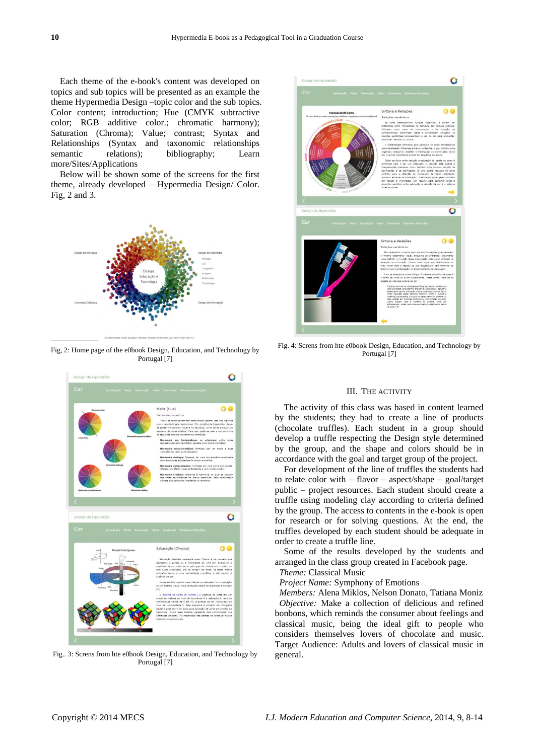Each theme of the e-book's content was developed on topics and sub topics will be presented as an example the theme Hypermedia Design –topic color and the sub topics. Color content; introduction; Hue (CMYK subtractive color; RGB additive color.; chromatic harmony); Saturation (Chroma); Value; contrast; Syntax and Relationships (Syntax and taxonomic relationships semantic relations); bibliography; Learn more/Sites/Applications

Below will be shown some of the screens for the first theme, already developed – Hypermedia Design/ Color. Fig, 2 and 3.

Fig, 2: Home page of the e0book Design, Education, and Technology by Portugal [7]

Fig.. 3: Screns from hte e0book Design, Education, and Technology by Portugal [7]

Fig. 4: Screns from hte e0book Design, Education, and Technology by Portugal [7]

## III. The Activity

The activity of this class was based in content learned by the students; they had to create a line of products (chocolate truffles). Each student in a group should develop a truffle respecting the Design style determined by the group, and the shape and colors should be in accordance with the goal and target group of the project.

For development of the line of truffles the students had to relate color with – flavor – aspect/shape – goal/target public – project resources. Each student should create a truffle using modeling clay according to criteria defined by the group. The access to contents in the e-book is open for research or for solving questions. At the end, the truffles developed by each student should be adequate in order to create a truffle line.

Some of the results developed by the students and arranged in the class group created in Facebook page.

*Theme:* Classical Music

*Project Name:* Symphony of Emotions

*Members:* Alena Miklos, Nelson Donato, Tatiana Moniz

*Objective:* Make a collection of delicious and refined bonbons, which reminds the consumer about feelings and classical music, being the ideal gift to people who considers themselves lovers of chocolate and music. Target Audience: Adults and lovers of classical music in general.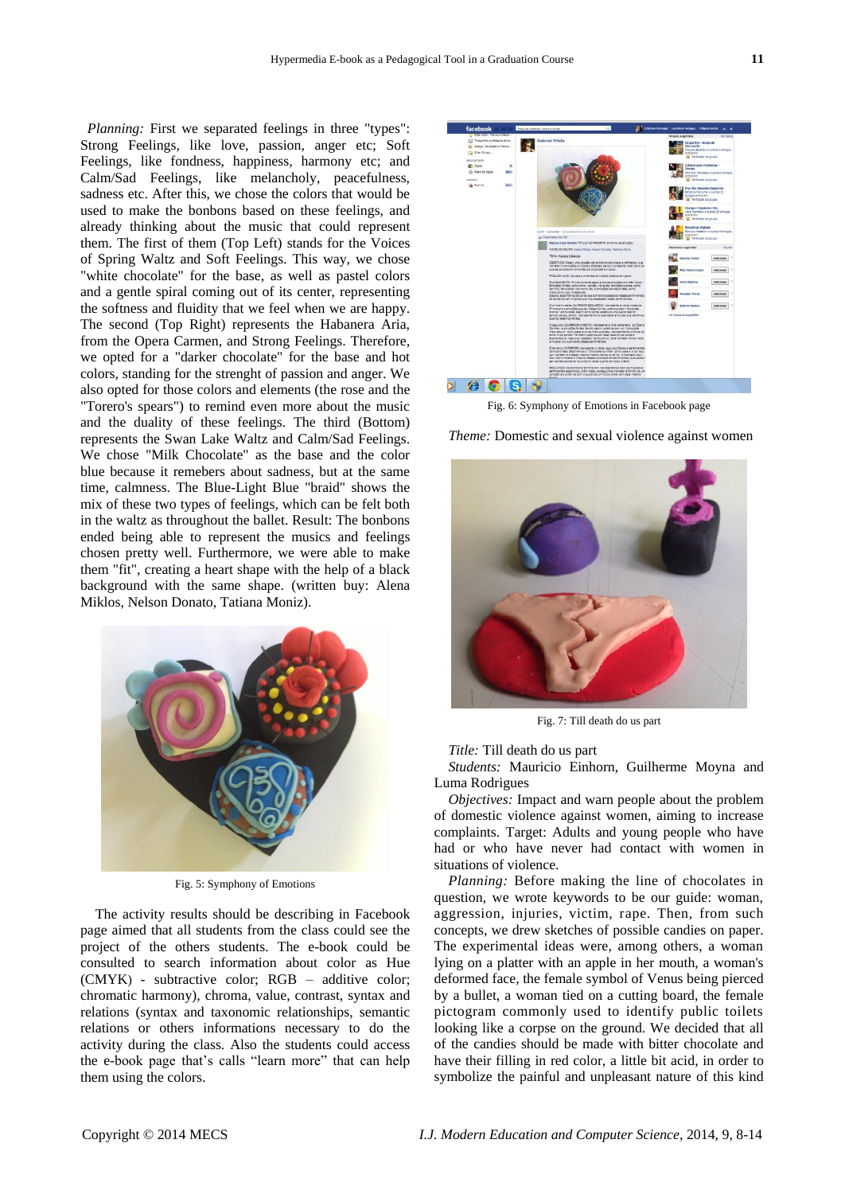*Planning:* First we separated feelings in three "types": Strong Feelings, like love, passion, anger etc; Soft Feelings, like fondness, happiness, harmony etc; and Calm/Sad Feelings, like melancholy, peacefulness, sadness etc. After this, we chose the colors that would be used to make the bonbons based on these feelings, and already thinking about the music that could represent them. The first of them (Top Left) stands for the Voices of Spring Waltz and Soft Feelings. This way, we chose "white chocolate" for the base, as well as pastel colors and a gentle spiral coming out of its center, representing the softness and fluidity that we feel when we are happy. The second (Top Right) represents the Habanera Aria, from the Opera Carmen, and Strong Feelings. Therefore, we opted for a "darker chocolate" for the base and hot colors, standing for the strenght of passion and anger. We also opted for those colors and elements (the rose and the "Torero's spears") to remind even more about the music and the duality of these feelings. The third (Bottom) represents the Swan Lake Waltz and Calm/Sad Feelings. We chose "Milk Chocolate" as the base and the color blue because it remebers about sadness, but at the same time, calmness. The Blue-Light Blue "braid" shows the mix of these two types of feelings, which can be felt both in the waltz as throughout the ballet. Result: The bonbons ended being able to represent the musics and feelings chosen pretty well. Furthermore, we were able to make them "fit", creating a heart shape with the help of a black background with the same shape. (written buy: Alena Miklos, Nelson Donato, Tatiana Moniz).

Fig. 5: Symphony of Emotions

The activity results should be describing in Facebook page aimed that all students from the class could see the project of the others students. The e-book could be consulted to search information about color as Hue (CMYK) - subtractive color; RGB – additive color; chromatic harmony), chroma, value, contrast, syntax and relations (syntax and taxonomic relationships, semantic relations or others informations necessary to do the activity during the class. Also the students could access the e-book page that's calls "learn more" that can help them using the colors.

Fig. 6: Symphony of Emotions in Facebook page

*Theme:* Domestic and sexual violence against women

Fig. 7: Till death do us part

*Title:* Till death do us part

*Students:* Mauricio Einhorn, Guilherme Moyna and Luma Rodrigues

*Objectives:* Impact and warn people about the problem of domestic violence against women, aiming to increase complaints. Target: Adults and young people who have had or who have never had contact with women in situations of violence.

*Planning:* Before making the line of chocolates in question, we wrote keywords to be our guide: woman, aggression, injuries, victim, rape. Then, from such concepts, we drew sketches of possible candies on paper. The experimental ideas were, among others, a woman lying on a platter with an apple in her mouth, a woman's deformed face, the female symbol of Venus being pierced by a bullet, a woman tied on a cutting board, the female pictogram commonly used to identify public toilets looking like a corpse on the ground. We decided that all of the candies should be made with bitter chocolate and have their filling in red color, a little bit acid, in order to symbolize the painful and unpleasant nature of this kind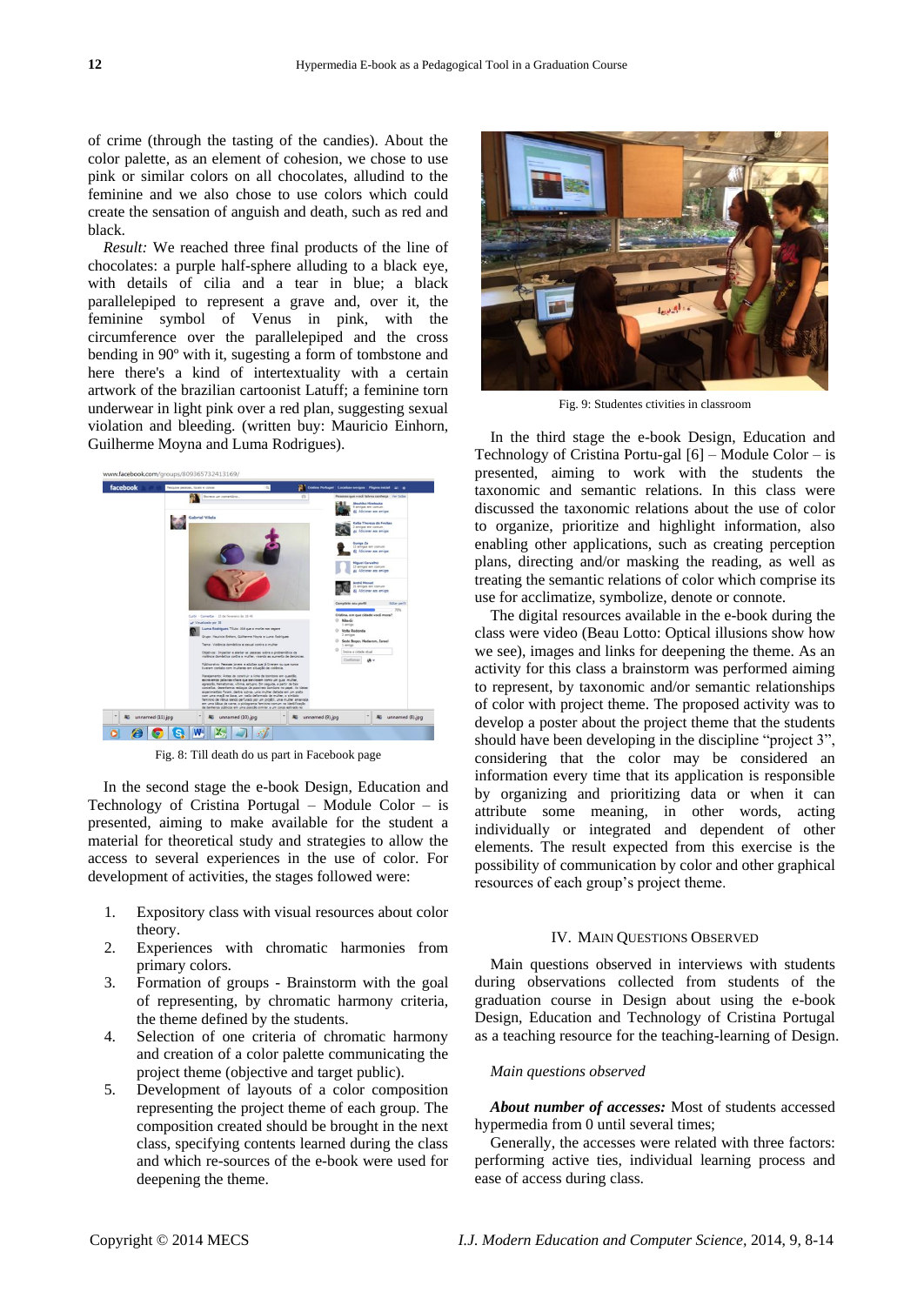of crime (through the tasting of the candies). About the color palette, as an element of cohesion, we chose to use pink or similar colors on all chocolates, alluding to the feminine and we also chose to use colors which could create the sensation of anguish and death, such as red and black.

*Result:* We reached three final products of the line of chocolates: a purple half-sphere alluding to a black eye, with details of cilia and a tear in blue; a black parallelepiped to represent a grave and, over it, the feminine symbol of Venus in pink, with the circumference over the parallelepiped and the cross bending in 90º with it, sugesting a form of tombstone and here there's a kind of intertextuality with a certain artwork of the brazilian cartoonist Latuff; a feminine torn underwear in light pink over a red plan, suggesting sexual violation and bleeding. (written buy: Mauricio Einhorn, Guilherme Moyna and Luma Rodrigues).

Fig. 8: Till death do us part in Facebook page

In the second stage the e-book Design, Education and Technology of Cristina Portugal – Module Color – is presented, aiming to make available for the student a material for theoretical study and strategies to allow the access to several experiences in the use of color. For development of activities, the stages followed were:

1. Expository class with visual resources about color theory.
2. Experiences with chromatic harmonies from primary colors.
3. Formation of groups - Brainstorm with the goal of representing, by chromatic harmony criteria, the theme defined by the students.
4. Selection of one criteria of chromatic harmony and creation of a color palette communicating the project theme (objective and target public).
5. Development of layouts of a color composition representing the project theme of each group. The composition created should be brought in the next class, specifying contents learned during the class and which re-sources of the e-book were used for deepening the theme.

Fig. 9: Studentes ctivities in classroom

In the third stage the e-book Design, Education and Technology of Cristina Portu-gal [6] – Module Color – is presented, aiming to work with the students the taxonomic and semantic relations. In this class were discussed the taxonomic relations about the use of color to organize, prioritize and highlight information, also enabling other applications, such as creating perception plans, directing and/or masking the reading, as well as treating the semantic relations of color which comprise its use for acclimatize, symbolize, denote or connote.

The digital resources available in the e-book during the class were video (Beau Lotto: Optical illusions show how we see), images and links for deepening the theme. As an activity for this class a brainstorm was performed aiming to represent, by taxonomic and/or semantic relationships of color with project theme. The proposed activity was to develop a poster about the project theme that the students should have been developing in the discipline "project 3", considering that the color may be considered an information every time that its application is responsible by organizing and prioritizing data or when it can attribute some meaning, in other words, acting individually or integrated and dependent of other elements. The result expected from this exercise is the possibility of communication by color and other graphical resources of each group's project theme.

## IV. Main Questions Observed

Main questions observed in interviews with students during observations collected from students of the graduation course in Design about using the e-book Design, Education and Technology of Cristina Portugal as a teaching resource for the teaching-learning of Design.

*Main questions observed*

***About number of accesses:*** Most of students accessed hypermedia from 0 until several times;

Generally, the accesses were related with three factors: performing active ties, individual learning process and ease of access during class.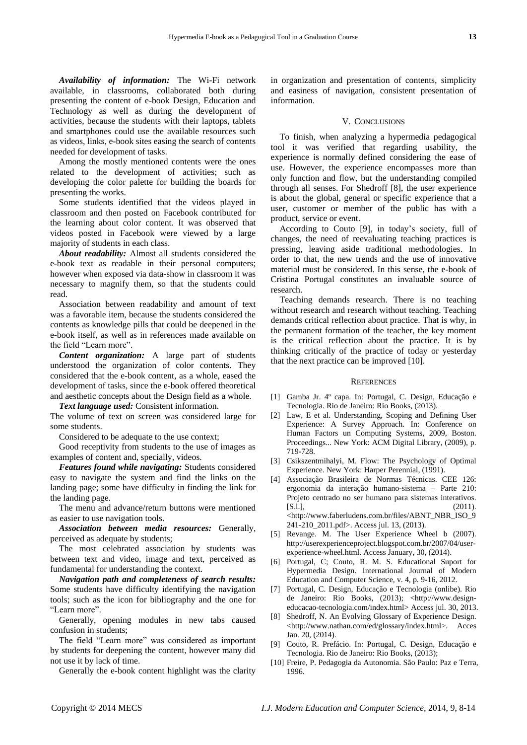***Availability of information:*** The Wi-Fi network available, in classrooms, collaborated both during presenting the content of e-book Design, Education and Technology as well as during the development of activities, because the students with their laptops, tablets and smartphones could use the available resources such as videos, links, e-book sites easing the search of contents needed for development of tasks.

Among the mostly mentioned contents were the ones related to the development of activities; such as developing the color palette for building the boards for presenting the works.

Some students identified that the videos played in classroom and then posted on Facebook contributed for the learning about color content. It was observed that videos posted in Facebook were viewed by a large majority of students in each class.

***About readability:*** Almost all students considered the e-book text as readable in their personal computers; however when exposed via data-show in classroom it was necessary to magnify them, so that the students could read.

Association between readability and amount of text was a favorable item, because the students considered the contents as knowledge pills that could be deepened in the e-book itself, as well as in references made available on the field "Learn more".

***Content organization:*** A large part of students understood the organization of color contents. They considered that the e-book content, as a whole, eased the development of tasks, since the e-book offered theoretical and aesthetic concepts about the Design field as a whole.

***Text language used:*** Consistent information.

The volume of text on screen was considered large for some students.

Considered to be adequate to the use context;

Good receptivity from students to the use of images as examples of content and, specially, videos.

***Features found while navigating:*** Students considered easy to navigate the system and find the links on the landing page; some have difficulty in finding the link for the landing page.

The menu and advance/return buttons were mentioned as easier to use navigation tools.

***Association between media resources:*** Generally, perceived as adequate by students;

The most celebrated association by students was between text and video, image and text, perceived as fundamental for understanding the context.

***Navigation path and completeness of search results:*** Some students have difficulty identifying the navigation tools; such as the icon for bibliography and the one for "Learn more".

Generally, opening modules in new tabs caused confusion in students;

The field "Learn more" was considered as important by students for deepening the content, however many did not use it by lack of time.

Generally the e-book content highlight was the clarity in organization and presentation of contents, simplicity and easiness of navigation, consistent presentation of information.

## V. Conclusions

To finish, when analyzing a hypermedia pedagogical tool it was verified that regarding usability, the experience is normally defined considering the ease of use. However, the experience encompasses more than only function and flow, but the understanding compiled through all senses. For Shedroff [8], the user experience is about the global, general or specific experience that a user, customer or member of the public has with a product, service or event.

According to Couto [9], in today's society, full of changes, the need of reevaluating teaching practices is pressing, leaving aside traditional methodologies. In order to that, the new trends and the use of innovative material must be considered. In this sense, the e-book of Cristina Portugal constitutes an invaluable source of research.

Teaching demands research. There is no teaching without research and research without teaching. Teaching demands critical reflection about practice. That is why, in the permanent formation of the teacher, the key moment is the critical reflection about the practice. It is by thinking critically of the practice of today or yesterday that the next practice can be improved [10].

## References

[1] Gamba Jr. 4º capa. In: Portugal, C. Design, Educação e Tecnologia. Rio de Janeiro: Rio Books, (2013).

[2] Law, E et al. Understanding, Scoping and Defining User Experience: A Survey Approach. In: Conference on Human Factors un Computing Systems, 2009, Boston. Proceedings... New York: ACM Digital Library, (2009), p. 719-728.

[3] Csikszentmihalyi, M. Flow: The Psychology of Optimal Experience. New York: Harper Perennial, (1991).

[4] Associação Brasileira de Normas Técnicas. CEE 126: ergonomia da interação humano-sistema – Parte 210: Projeto centrado no ser humano para sistemas interativos. [S.l.], (2011). <http://www.faberludens.com.br/files/ABNT_NBR_ISO_9241-210_2011.pdf>. Access jul. 13, (2013).

[5] Revange. M. The User Experience Wheel b (2007). http://userexperienceproject.blogspot.com.br/2007/04/user-experience-wheel.html. Access January, 30, (2014).

[6] Portugal, C; Couto, R. M. S. Educational Suport for Hypermedia Design. International Journal of Modern Education and Computer Science, v. 4, p. 9-16, 2012.

[7] Portugal, C. Design, Educação e Tecnologia (onlibe). Rio de Janeiro: Rio Books, (2013); <http://www.design-educacao-tecnologia.com/index.html> Access jul. 30, 2013.

[8] Shedroff, N. An Evolving Glossary of Experience Design. <http://www.nathan.com/ed/glossary/index.html>. Acces Jan. 20, (2014).

[9] Couto, R. Prefácio. In: Portugal, C. Design, Educação e Tecnologia. Rio de Janeiro: Rio Books, (2013);

[10] Freire, P. Pedagogia da Autonomia. São Paulo: Paz e Terra, 1996.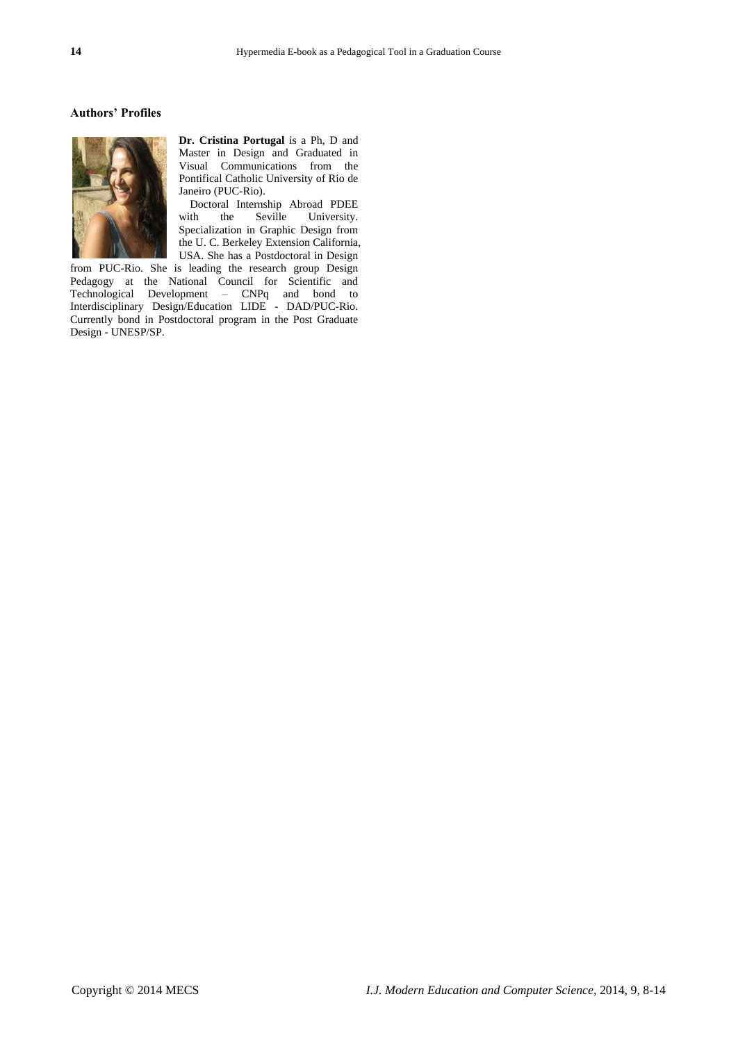### Authors' Profiles

**Dr. Cristina Portugal** is a Ph, D and Master in Design and Graduated in Visual Communications from the Pontifical Catholic University of Rio de Janeiro (PUC-Rio).

Doctoral Internship Abroad PDEE with the Seville University. Specialization in Graphic Design from the U. C. Berkeley Extension California, USA. She has a Postdoctoral in Design from PUC-Rio. She is leading the research group Design Pedagogy at the National Council for Scientific and Technological Development – CNPq and bond to Interdisciplinary Design/Education LIDE - DAD/PUC-Rio. Currently bond in Postdoctoral program in the Post Graduate Design - UNESP/SP.